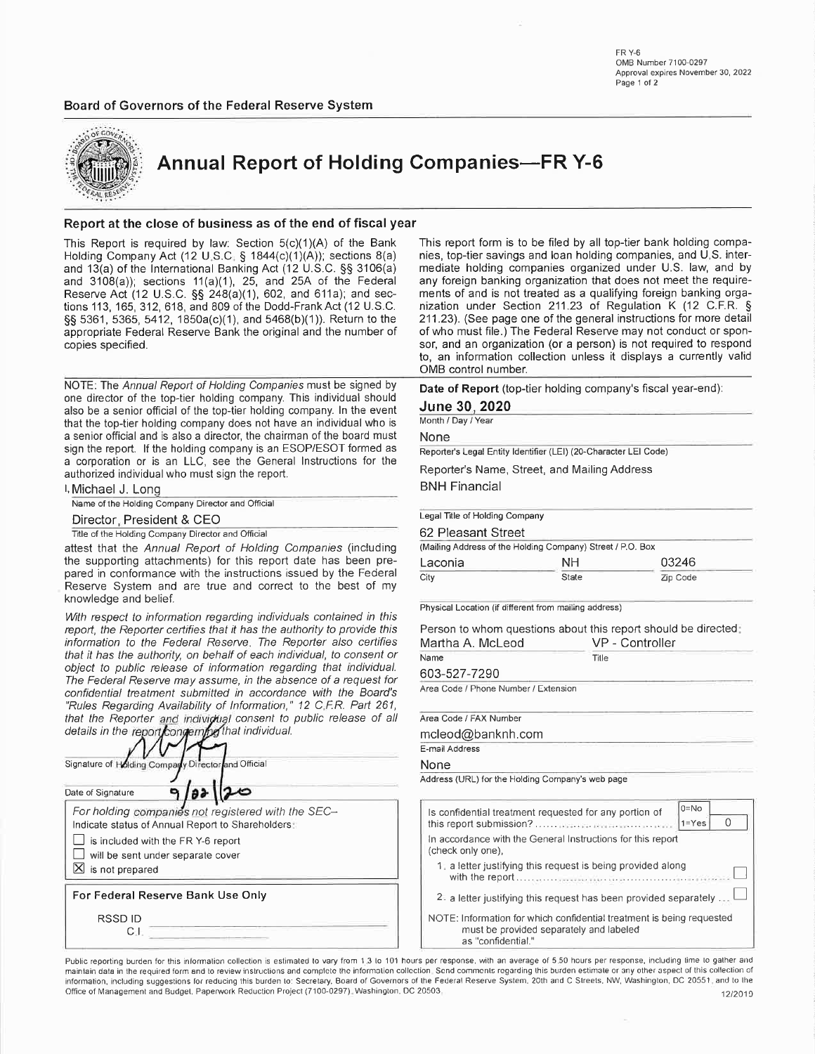FR Y-6
OMB Number 7100-0297
Approval expires November 30, 2022

**Board of Governors of the Federal Reserve System**

# Annual Report of Holding Companies—FR Y-6

## Report at the close of business as of the end of fiscal year

This Report is required by law: Section 5(c)(1)(A) of the Bank Holding Company Act (12 U.S.C. § 1844(c)(1)(A)); sections 8(a) and 13(a) of the International Banking Act (12 U.S.C. §§ 3106(a) and 3108(a)); sections 11(a)(1), 25, and 25A of the Federal Reserve Act (12 U.S.C. §§ 248(a)(1), 602, and 611a); and sections 113, 165, 312, 618, and 809 of the Dodd-Frank Act (12 U.S.C. §§ 5361, 5365, 5412, 1850a(c)(1), and 5468(b)(1)). Return to the appropriate Federal Reserve Bank the original and the number of copies specified.

This report form is to be filed by all top-tier bank holding companies, top-tier savings and loan holding companies, and U.S. intermediate holding companies organized under U.S. law, and by any foreign banking organization that does not meet the requirements of and is not treated as a qualifying foreign banking organization under Section 211.23 of Regulation K (12 C.F.R. § 211.23). (See page one of the general instructions for more detail of who must file.) The Federal Reserve may not conduct or sponsor, and an organization (or a person) is not required to respond to, an information collection unless it displays a currently valid OMB control number.

NOTE: The *Annual Report of Holding Companies* must be signed by one director of the top-tier holding company. This individual should also be a senior official of the top-tier holding company. In the event that the top-tier holding company does not have an individual who is a senior official and is also a director, the chairman of the board must sign the report. If the holding company is an ESOP/ESOT formed as a corporation or is an LLC, see the General Instructions for the authorized individual who must sign the report.

I, Michael J. Long
Name of the Holding Company Director and Official

Director, President & CEO
Title of the Holding Company Director and Official

attest that the *Annual Report of Holding Companies* (including the supporting attachments) for this report date has been prepared in conformance with the instructions issued by the Federal Reserve System and are true and correct to the best of my knowledge and belief.

*With respect to information regarding individuals contained in this report, the Reporter certifies that it has the authority to provide this information to the Federal Reserve. The Reporter also certifies that it has the authority, on behalf of each individual, to consent or object to public release of information regarding that individual. The Federal Reserve may assume, in the absence of a request for confidential treatment submitted in accordance with the Board's "Rules Regarding Availability of Information," 12 C.F.R. Part 261, that the Reporter and individual consent to public release of all details in the report concerning that individual.*

[Signature]
Signature of Holding Company Director and Official

Date of Signature: 9/02/20

*For holding companies not registered with the SEC–*
Indicate status of Annual Report to Shareholders:

- ☐ is included with the FR Y-6 report
- ☐ will be sent under separate cover
- ☒ is not prepared

**For Federal Reserve Bank Use Only**

RSSD ID
C.I.

**Date of Report** (top-tier holding company's fiscal year-end):

**June 30, 2020**
Month / Day / Year

None
Reporter's Legal Entity Identifier (LEI) (20-Character LEI Code)

Reporter's Name, Street, and Mailing Address

BNH Financial
Legal Title of Holding Company

62 Pleasant Street
(Mailing Address of the Holding Company) Street / P.O. Box

| City | State | Zip Code |
|---|---|---|
| Laconia | NH | 03246 |

Physical Location (if different from mailing address)

Person to whom questions about this report should be directed:

| Name | Title |
|---|---|
| Martha A. McLeod | VP - Controller |

603-527-7290
Area Code / Phone Number / Extension

Area Code / FAX Number

mcleod@banknh.com
E-mail Address

None
Address (URL) for the Holding Company's web page

Is confidential treatment requested for any portion of this report submission? (0=No, 1=Yes) **0**

In accordance with the General Instructions for this report (check only one),

1. a letter justifying this request is being provided along with the report ☐
2. a letter justifying this request has been provided separately ☐

NOTE: Information for which confidential treatment is being requested must be provided separately and labeled as "confidential."

Public reporting burden for this information collection is estimated to vary from 1.3 to 101 hours per response, with an average of 5.50 hours per response, including time to gather and maintain data in the required form and to review instructions and complete the information collection. Send comments regarding this burden estimate or any other aspect of this collection of information, including suggestions for reducing this burden to: Secretary, Board of Governors of the Federal Reserve System, 20th and C Streets, NW, Washington, DC 20551, and to the Office of Management and Budget, Paperwork Reduction Project (7100-0297), Washington, DC 20503.

12/2019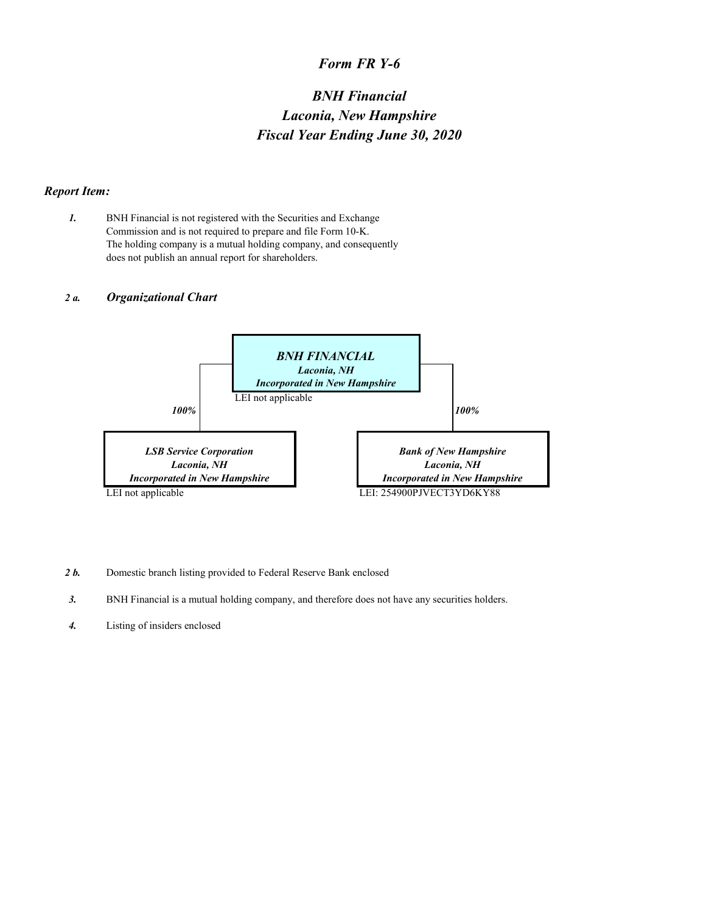# *Form FR Y-6*

## *BNH Financial*
## *Laconia, New Hampshire*
## *Fiscal Year Ending June 30, 2020*

### *Report Item:*

***1.*** BNH Financial is not registered with the Securities and Exchange Commission and is not required to prepare and file Form 10-K. The holding company is a mutual holding company, and consequently does not publish an annual report for shareholders.

***2 a.*** ***Organizational Chart***

***BNH FINANCIAL***
***Laconia, NH***
***Incorporated in New Hampshire***
LEI not applicable

- ***100%*** — ***LSB Service Corporation***, ***Laconia, NH***, ***Incorporated in New Hampshire*** — LEI not applicable
- ***100%*** — ***Bank of New Hampshire***, ***Laconia, NH***, ***Incorporated in New Hampshire*** — LEI: 254900PJVECT3YD6KY88

***2 b.*** Domestic branch listing provided to Federal Reserve Bank enclosed

***3.*** BNH Financial is a mutual holding company, and therefore does not have any securities holders.

***4.*** Listing of insiders enclosed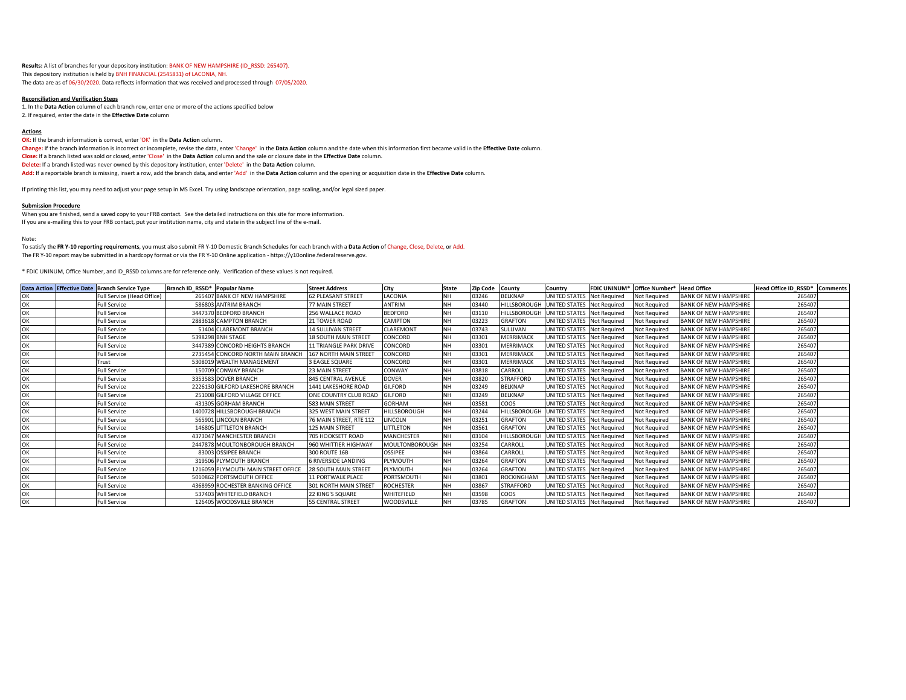**Results:** A list of branches for your depository institution: BANK OF NEW HAMPSHIRE (ID_RSSD: 265407).
This depository institution is held by BNH FINANCIAL (2545831) of LACONIA, NH.
The data are as of 06/30/2020. Data reflects information that was received and processed through 07/05/2020.

**Reconciliation and Verification Steps**

1. In the **Data Action** column of each branch row, enter one or more of the actions specified below
2. If required, enter the date in the **Effective Date** column

**Actions**

**OK:** If the branch information is correct, enter 'OK' in the **Data Action** column.
**Change:** If the branch information is incorrect or incomplete, revise the data, enter 'Change' in the **Data Action** column and the date when this information first became valid in the **Effective Date** column.
**Close:** If a branch listed was sold or closed, enter 'Close' in the **Data Action** column and the sale or closure date in the **Effective Date** column.
**Delete:** If a branch listed was never owned by this depository institution, enter 'Delete' in the **Data Action** column.
**Add:** If a reportable branch is missing, insert a row, add the branch data, and enter 'Add' in the **Data Action** column and the opening or acquisition date in the **Effective Date** column.

If printing this list, you may need to adjust your page setup in MS Excel. Try using landscape orientation, page scaling, and/or legal sized paper.

**Submission Procedure**

When you are finished, send a saved copy to your FRB contact. See the detailed instructions on this site for more information.
If you are e-mailing this to your FRB contact, put your institution name, city and state in the subject line of the e-mail.

Note:
To satisfy the **FR Y-10 reporting requirements**, you must also submit FR Y-10 Domestic Branch Schedules for each branch with a **Data Action** of Change, Close, Delete, or Add.
The FR Y-10 report may be submitted in a hardcopy format or via the FR Y-10 Online application - https://y10online.federalreserve.gov.

* FDIC UNINUM, Office Number, and ID_RSSD columns are for reference only. Verification of these values is not required.

| Data Action | Effective Date | Branch Service Type | Branch ID_RSSD* | Popular Name | Street Address | City | State | Zip Code | County | Country | FDIC UNINUM* | Office Number* | Head Office | Head Office ID_RSSD* | Comments |
|---|---|---|---|---|---|---|---|---|---|---|---|---|---|---|---|
| OK | | Full Service (Head Office) | 265407 | BANK OF NEW HAMPSHIRE | 62 PLEASANT STREET | LACONIA | NH | 03246 | BELKNAP | UNITED STATES | Not Required | Not Required | BANK OF NEW HAMPSHIRE | 265407 | |
| OK | | Full Service | 586803 | ANTRIM BRANCH | 77 MAIN STREET | ANTRIM | NH | 03440 | HILLSBOROUGH | UNITED STATES | Not Required | Not Required | BANK OF NEW HAMPSHIRE | 265407 | |
| OK | | Full Service | 3447370 | BEDFORD BRANCH | 256 WALLACE ROAD | BEDFORD | NH | 03110 | HILLSBOROUGH | UNITED STATES | Not Required | Not Required | BANK OF NEW HAMPSHIRE | 265407 | |
| OK | | Full Service | 2883618 | CAMPTON BRANCH | 21 TOWER ROAD | CAMPTON | NH | 03223 | GRAFTON | UNITED STATES | Not Required | Not Required | BANK OF NEW HAMPSHIRE | 265407 | |
| OK | | Full Service | 51404 | CLAREMONT BRANCH | 14 SULLIVAN STREET | CLAREMONT | NH | 03743 | SULLIVAN | UNITED STATES | Not Required | Not Required | BANK OF NEW HAMPSHIRE | 265407 | |
| OK | | Full Service | 5398298 | BNH STAGE | 18 SOUTH MAIN STREET | CONCORD | NH | 03301 | MERRIMACK | UNITED STATES | Not Required | Not Required | BANK OF NEW HAMPSHIRE | 265407 | |
| OK | | Full Service | 3447389 | CONCORD HEIGHTS BRANCH | 11 TRIANGLE PARK DRIVE | CONCORD | NH | 03301 | MERRIMACK | UNITED STATES | Not Required | Not Required | BANK OF NEW HAMPSHIRE | 265407 | |
| OK | | Full Service | 2735454 | CONCORD NORTH MAIN BRANCH | 167 NORTH MAIN STREET | CONCORD | NH | 03301 | MERRIMACK | UNITED STATES | Not Required | Not Required | BANK OF NEW HAMPSHIRE | 265407 | |
| OK | | Trust | 5308019 | WEALTH MANAGEMENT | 3 EAGLE SQUARE | CONCORD | NH | 03301 | MERRIMACK | UNITED STATES | Not Required | Not Required | BANK OF NEW HAMPSHIRE | 265407 | |
| OK | | Full Service | 150709 | CONWAY BRANCH | 23 MAIN STREET | CONWAY | NH | 03818 | CARROLL | UNITED STATES | Not Required | Not Required | BANK OF NEW HAMPSHIRE | 265407 | |
| OK | | Full Service | 3353583 | DOVER BRANCH | 845 CENTRAL AVENUE | DOVER | NH | 03820 | STRAFFORD | UNITED STATES | Not Required | Not Required | BANK OF NEW HAMPSHIRE | 265407 | |
| OK | | Full Service | 2226130 | GILFORD LAKESHORE BRANCH | 1441 LAKESHORE ROAD | GILFORD | NH | 03249 | BELKNAP | UNITED STATES | Not Required | Not Required | BANK OF NEW HAMPSHIRE | 265407 | |
| OK | | Full Service | 251008 | GILFORD VILLAGE OFFICE | ONE COUNTRY CLUB ROAD | GILFORD | NH | 03249 | BELKNAP | UNITED STATES | Not Required | Not Required | BANK OF NEW HAMPSHIRE | 265407 | |
| OK | | Full Service | 431305 | GORHAM BRANCH | 583 MAIN STREET | GORHAM | NH | 03581 | COOS | UNITED STATES | Not Required | Not Required | BANK OF NEW HAMPSHIRE | 265407 | |
| OK | | Full Service | 1400728 | HILLSBOROUGH BRANCH | 325 WEST MAIN STREET | HILLSBOROUGH | NH | 03244 | HILLSBOROUGH | UNITED STATES | Not Required | Not Required | BANK OF NEW HAMPSHIRE | 265407 | |
| OK | | Full Service | 565901 | LINCOLN BRANCH | 76 MAIN STREET, RTE 112 | LINCOLN | NH | 03251 | GRAFTON | UNITED STATES | Not Required | Not Required | BANK OF NEW HAMPSHIRE | 265407 | |
| OK | | Full Service | 146805 | LITTLETON BRANCH | 125 MAIN STREET | LITTLETON | NH | 03561 | GRAFTON | UNITED STATES | Not Required | Not Required | BANK OF NEW HAMPSHIRE | 265407 | |
| OK | | Full Service | 4373047 | MANCHESTER BRANCH | 705 HOOKSETT ROAD | MANCHESTER | NH | 03104 | HILLSBOROUGH | UNITED STATES | Not Required | Not Required | BANK OF NEW HAMPSHIRE | 265407 | |
| OK | | Full Service | 2447878 | MOULTONBOROUGH BRANCH | 960 WHITTIER HIGHWAY | MOULTONBOROUGH | NH | 03254 | CARROLL | UNITED STATES | Not Required | Not Required | BANK OF NEW HAMPSHIRE | 265407 | |
| OK | | Full Service | 83003 | OSSIPEE BRANCH | 300 ROUTE 16B | OSSIPEE | NH | 03864 | CARROLL | UNITED STATES | Not Required | Not Required | BANK OF NEW HAMPSHIRE | 265407 | |
| OK | | Full Service | 319506 | PLYMOUTH BRANCH | 6 RIVERSIDE LANDING | PLYMOUTH | NH | 03264 | GRAFTON | UNITED STATES | Not Required | Not Required | BANK OF NEW HAMPSHIRE | 265407 | |
| OK | | Full Service | 1216059 | PLYMOUTH MAIN STREET OFFICE | 28 SOUTH MAIN STREET | PLYMOUTH | NH | 03264 | GRAFTON | UNITED STATES | Not Required | Not Required | BANK OF NEW HAMPSHIRE | 265407 | |
| OK | | Full Service | 5010862 | PORTSMOUTH OFFICE | 11 PORTWALK PLACE | PORTSMOUTH | NH | 03801 | ROCKINGHAM | UNITED STATES | Not Required | Not Required | BANK OF NEW HAMPSHIRE | 265407 | |
| OK | | Full Service | 4368959 | ROCHESTER BANKING OFFICE | 301 NORTH MAIN STREET | ROCHESTER | NH | 03867 | STRAFFORD | UNITED STATES | Not Required | Not Required | BANK OF NEW HAMPSHIRE | 265407 | |
| OK | | Full Service | 537403 | WHITEFIELD BRANCH | 22 KING'S SQUARE | WHITEFIELD | NH | 03598 | COOS | UNITED STATES | Not Required | Not Required | BANK OF NEW HAMPSHIRE | 265407 | |
| OK | | Full Service | 126405 | WOODSVILLE BRANCH | 55 CENTRAL STREET | WOODSVILLE | NH | 03785 | GRAFTON | UNITED STATES | Not Required | Not Required | BANK OF NEW HAMPSHIRE | 265407 | |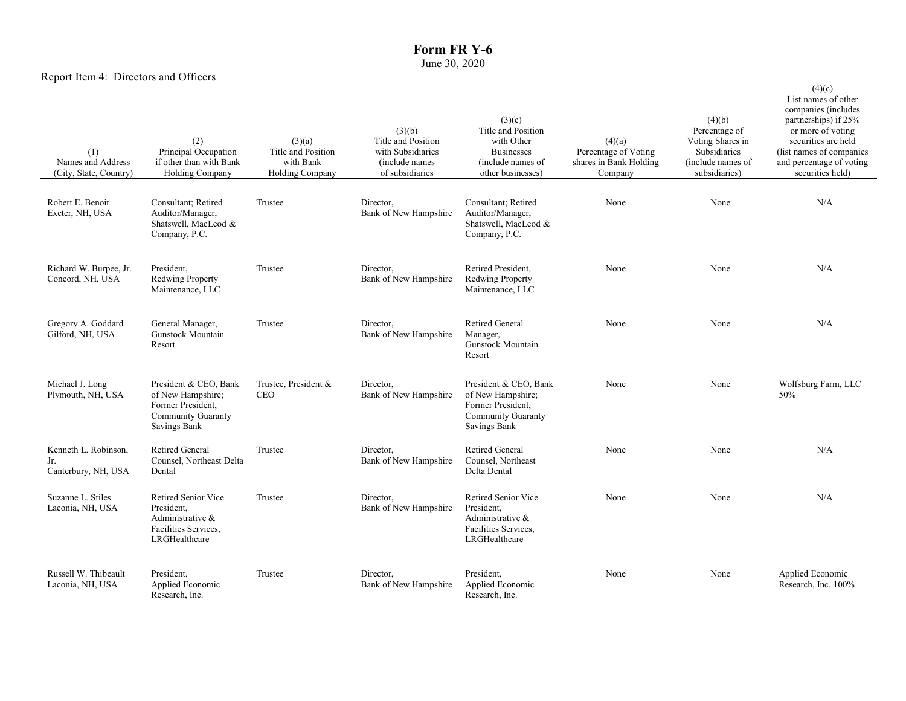# Form FR Y-6

June 30, 2020

Report Item 4: Directors and Officers

| (1) Names and Address (City, State, Country) | (2) Principal Occupation if other than with Bank Holding Company | (3)(a) Title and Position with Bank Holding Company | (3)(b) Title and Position with Subsidiaries (include names of subsidiaries) | (3)(c) Title and Position with Other Businesses (include names of other businesses) | (4)(a) Percentage of Voting shares in Bank Holding Company | (4)(b) Percentage of Voting Shares in Subsidiaries (include names of subsidiaries) | (4)(c) List names of other companies (includes partnerships) if 25% or more of voting securities are held (list names of companies and percentage of voting securities held) |
|---|---|---|---|---|---|---|---|
| Robert E. Benoit Exeter, NH, USA | Consultant; Retired Auditor/Manager, Shatswell, MacLeod & Company, P.C. | Trustee | Director, Bank of New Hampshire | Consultant; Retired Auditor/Manager, Shatswell, MacLeod & Company, P.C. | None | None | N/A |
| Richard W. Burpee, Jr. Concord, NH, USA | President, Redwing Property Maintenance, LLC | Trustee | Director, Bank of New Hampshire | Retired President, Redwing Property Maintenance, LLC | None | None | N/A |
| Gregory A. Goddard Gilford, NH, USA | General Manager, Gunstock Mountain Resort | Trustee | Director, Bank of New Hampshire | Retired General Manager, Gunstock Mountain Resort | None | None | N/A |
| Michael J. Long Plymouth, NH, USA | President & CEO, Bank of New Hampshire; Former President, Community Guaranty Savings Bank | Trustee, President & CEO | Director, Bank of New Hampshire | President & CEO, Bank of New Hampshire; Former President, Community Guaranty Savings Bank | None | None | Wolfsburg Farm, LLC 50% |
| Kenneth L. Robinson, Jr. Canterbury, NH, USA | Retired General Counsel, Northeast Delta Dental | Trustee | Director, Bank of New Hampshire | Retired General Counsel, Northeast Delta Dental | None | None | N/A |
| Suzanne L. Stiles Laconia, NH, USA | Retired Senior Vice President, Administrative & Facilities Services, LRGHealthcare | Trustee | Director, Bank of New Hampshire | Retired Senior Vice President, Administrative & Facilities Services, LRGHealthcare | None | None | N/A |
| Russell W. Thibeault Laconia, NH, USA | President, Applied Economic Research, Inc. | Trustee | Director, Bank of New Hampshire | President, Applied Economic Research, Inc. | None | None | Applied Economic Research, Inc. 100% |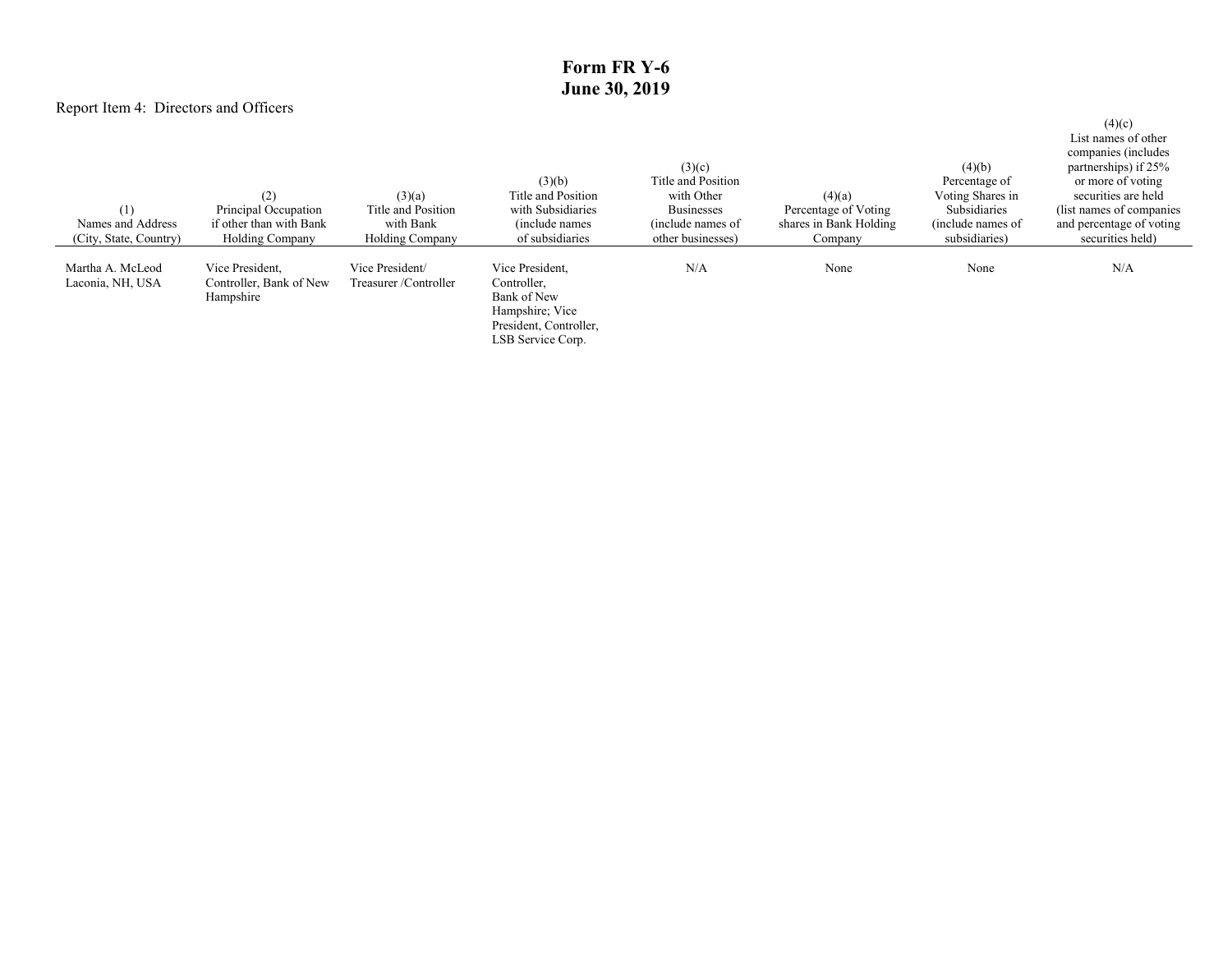# Form FR Y-6
# June 30, 2019

Report Item 4: Directors and Officers

| (1) Names and Address (City, State, Country) | (2) Principal Occupation if other than with Bank Holding Company | (3)(a) Title and Position with Bank Holding Company | (3)(b) Title and Position with Subsidiaries (include names of subsidiaries | (3)(c) Title and Position with Other Businesses (include names of other businesses) | (4)(a) Percentage of Voting shares in Bank Holding Company | (4)(b) Percentage of Voting Shares in Subsidiaries (include names of subsidiaries) | (4)(c) List names of other companies (includes partnerships) if 25% or more of voting securities are held (list names of companies and percentage of voting securities held) |
|---|---|---|---|---|---|---|---|
| Martha A. McLeod Laconia, NH, USA | Vice President, Controller, Bank of New Hampshire | Vice President/ Treasurer /Controller | Vice President, Controller, Bank of New Hampshire; Vice President, Controller, LSB Service Corp. | N/A | None | None | N/A |